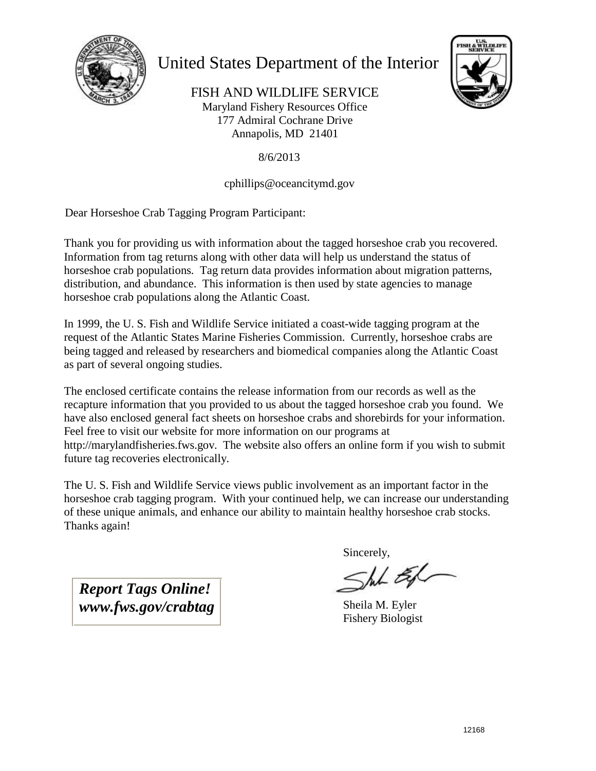# United States Department of the Interior

FISH AND WILDLIFE SERVICE
Maryland Fishery Resources Office
177 Admiral Cochrane Drive
Annapolis, MD 21401

8/6/2013

cphillips@oceancitymd.gov

Dear Horseshoe Crab Tagging Program Participant:

Thank you for providing us with information about the tagged horseshoe crab you recovered. Information from tag returns along with other data will help us understand the status of horseshoe crab populations. Tag return data provides information about migration patterns, distribution, and abundance. This information is then used by state agencies to manage horseshoe crab populations along the Atlantic Coast.

In 1999, the U. S. Fish and Wildlife Service initiated a coast-wide tagging program at the request of the Atlantic States Marine Fisheries Commission. Currently, horseshoe crabs are being tagged and released by researchers and biomedical companies along the Atlantic Coast as part of several ongoing studies.

The enclosed certificate contains the release information from our records as well as the recapture information that you provided to us about the tagged horseshoe crab you found. We have also enclosed general fact sheets on horseshoe crabs and shorebirds for your information. Feel free to visit our website for more information on our programs at http://marylandfisheries.fws.gov. The website also offers an online form if you wish to submit future tag recoveries electronically.

The U. S. Fish and Wildlife Service views public involvement as an important factor in the horseshoe crab tagging program. With your continued help, we can increase our understanding of these unique animals, and enhance our ability to maintain healthy horseshoe crab stocks. Thanks again!

Sincerely,

Sheila M. Eyler
Fishery Biologist

***Report Tags Online!***
***www.fws.gov/crabtag***

12168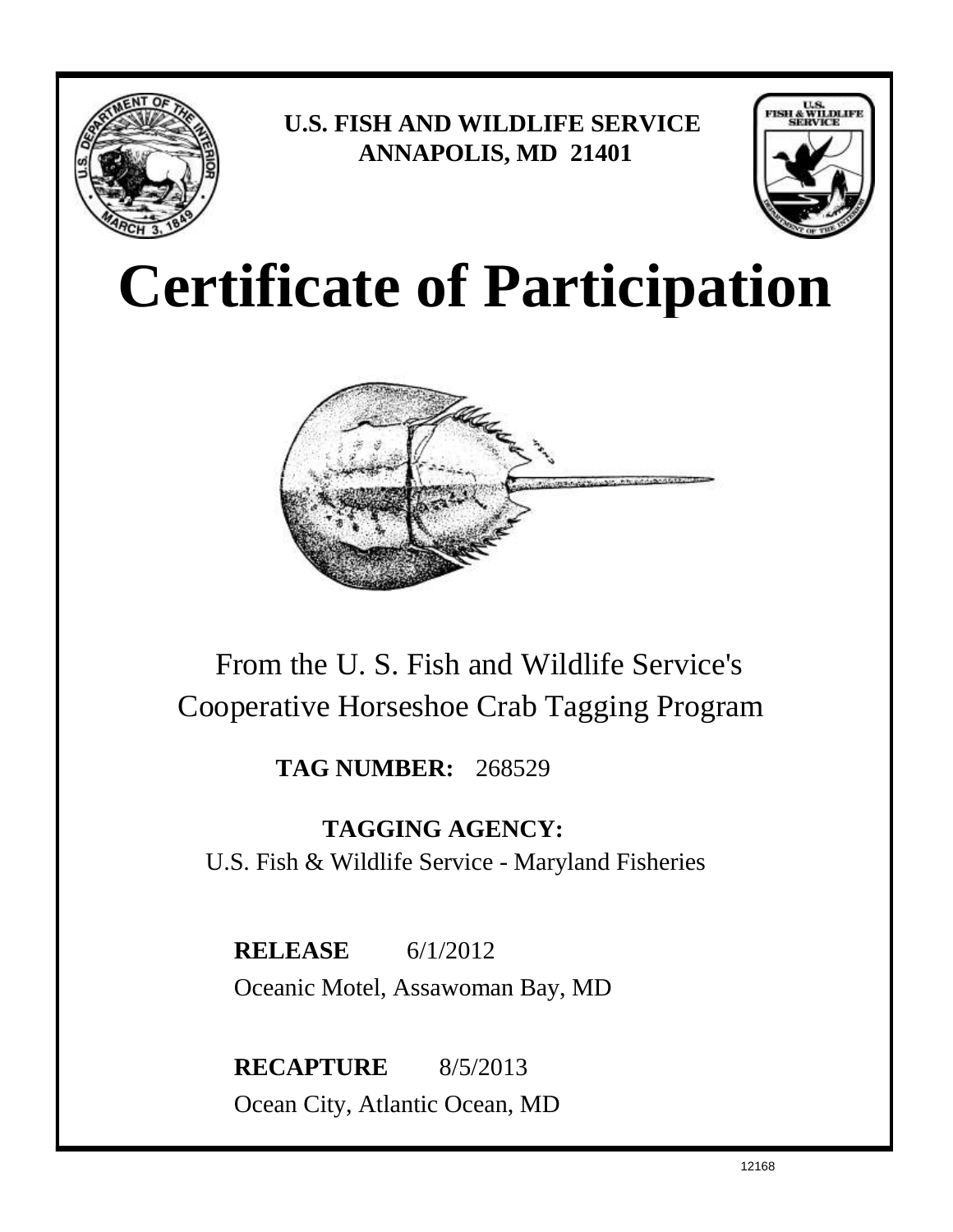**U.S. FISH AND WILDLIFE SERVICE**
**ANNAPOLIS, MD 21401**

# Certificate of Participation

From the U. S. Fish and Wildlife Service's
Cooperative Horseshoe Crab Tagging Program

**TAG NUMBER:** 268529

**TAGGING AGENCY:**
U.S. Fish & Wildlife Service - Maryland Fisheries

**RELEASE** 6/1/2012
Oceanic Motel, Assawoman Bay, MD

**RECAPTURE** 8/5/2013
Ocean City, Atlantic Ocean, MD

12168